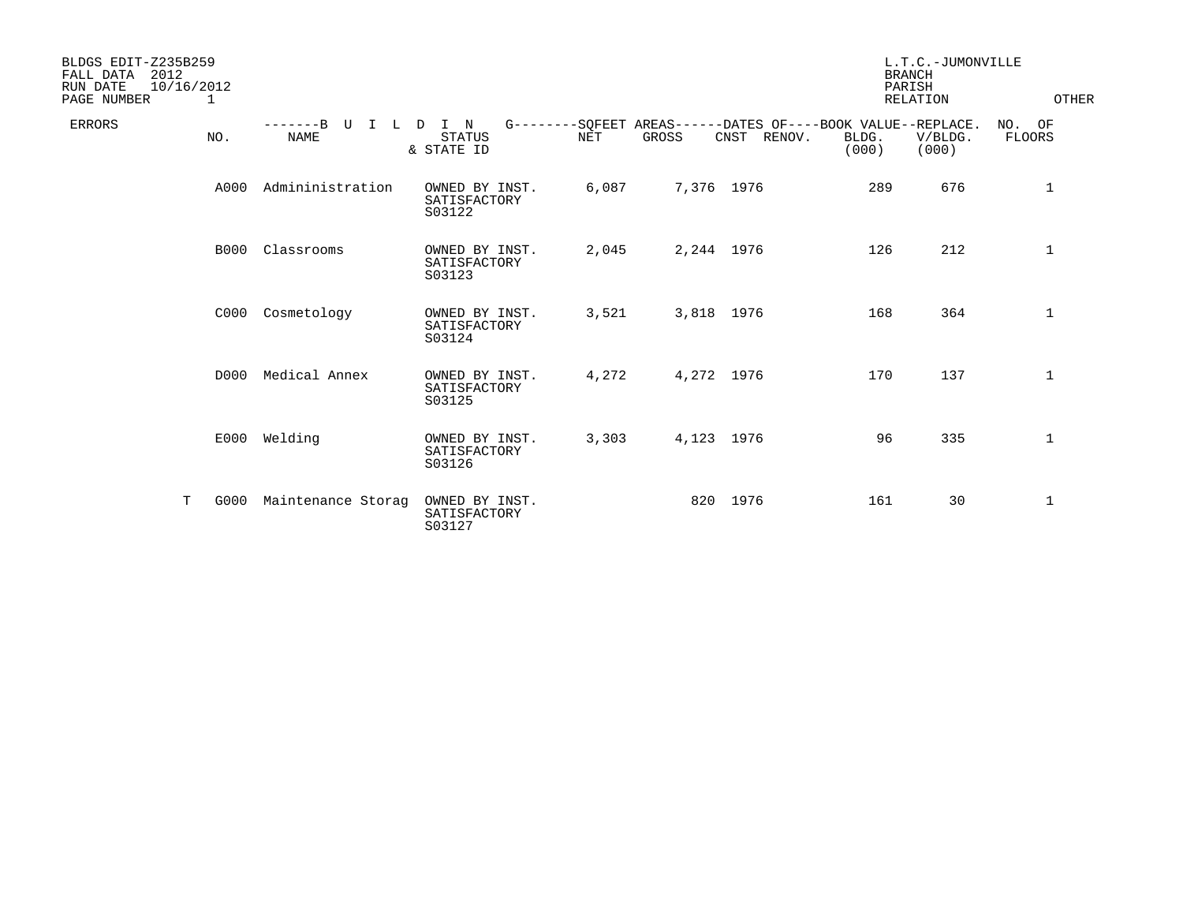BLDGS EDIT-Z235B259
FALL DATA 2012
RUN DATE 10/16/2012
PAGE NUMBER 1

L.T.C.-JUMONVILLE
BRANCH
PARISH
RELATION OTHER

| ERRORS | NO. | BUILDING NAME | STATUS & STATE ID | SQFEET AREAS NET | SQFEET AREAS GROSS | DATES OF CNST | DATES OF RENOV. | BOOK VALUE BLDG. (000) | REPLACE. V/BLDG. (000) | NO. OF FLOORS |
|---|---|---|---|---|---|---|---|---|---|---|
| | A000 | Admininistration | OWNED BY INST. SATISFACTORY S03122 | 6,087 | 7,376 | 1976 | | 289 | 676 | 1 |
| | B000 | Classrooms | OWNED BY INST. SATISFACTORY S03123 | 2,045 | 2,244 | 1976 | | 126 | 212 | 1 |
| | C000 | Cosmetology | OWNED BY INST. SATISFACTORY S03124 | 3,521 | 3,818 | 1976 | | 168 | 364 | 1 |
| | D000 | Medical Annex | OWNED BY INST. SATISFACTORY S03125 | 4,272 | 4,272 | 1976 | | 170 | 137 | 1 |
| | E000 | Welding | OWNED BY INST. SATISFACTORY S03126 | 3,303 | 4,123 | 1976 | | 96 | 335 | 1 |
| T | G000 | Maintenance Storag | OWNED BY INST. SATISFACTORY S03127 | | 820 | 1976 | | 161 | 30 | 1 |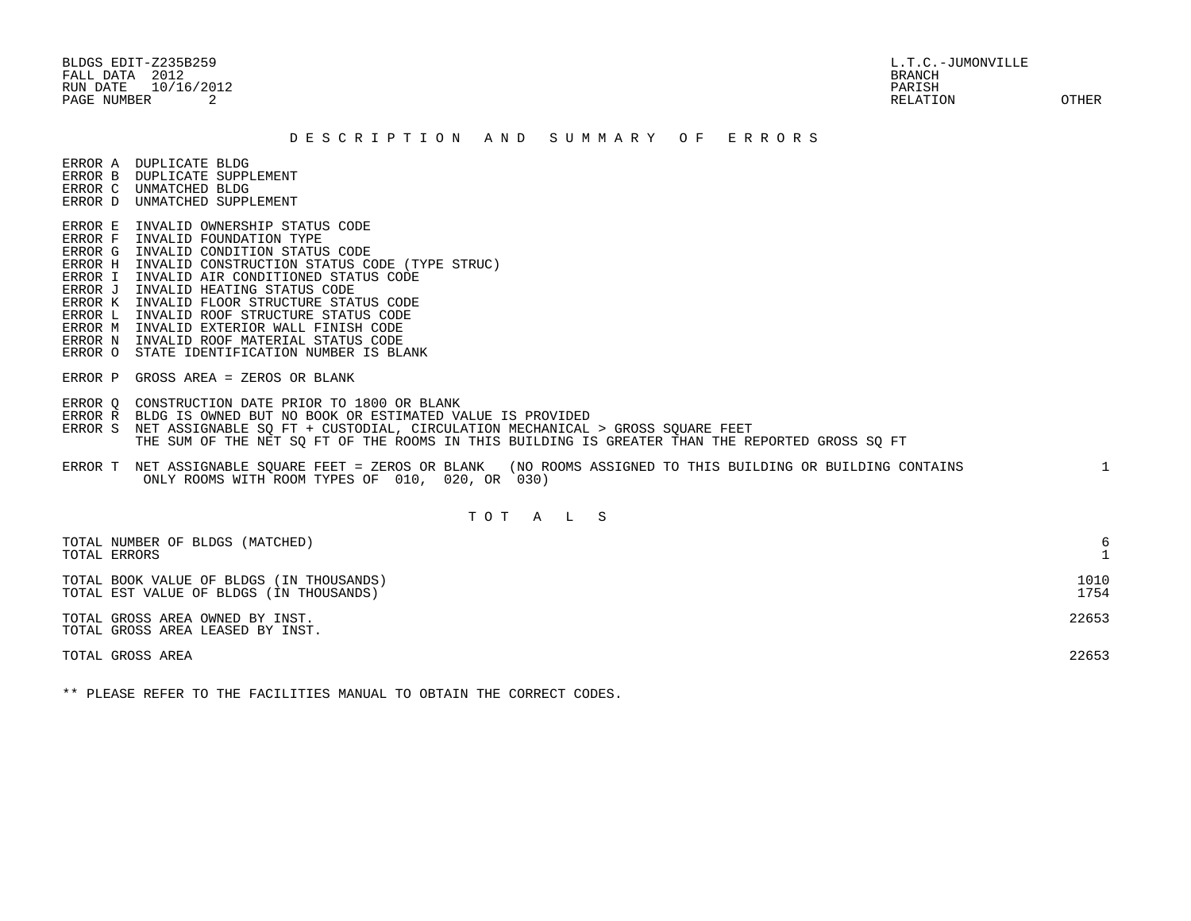BLDGS EDIT-Z235B259
FALL DATA 2012
RUN DATE 10/16/2012
PAGE NUMBER 2

L.T.C.-JUMONVILLE
BRANCH
PARISH
RELATION OTHER

## D E S C R I P T I O N  A N D  S U M M A R Y  O F  E R R O R S

ERROR A DUPLICATE BLDG
ERROR B DUPLICATE SUPPLEMENT
ERROR C UNMATCHED BLDG
ERROR D UNMATCHED SUPPLEMENT

ERROR E INVALID OWNERSHIP STATUS CODE
ERROR F INVALID FOUNDATION TYPE
ERROR G INVALID CONDITION STATUS CODE
ERROR H INVALID CONSTRUCTION STATUS CODE (TYPE STRUC)
ERROR I INVALID AIR CONDITIONED STATUS CODE
ERROR J INVALID HEATING STATUS CODE
ERROR K INVALID FLOOR STRUCTURE STATUS CODE
ERROR L INVALID ROOF STRUCTURE STATUS CODE
ERROR M INVALID EXTERIOR WALL FINISH CODE
ERROR N INVALID ROOF MATERIAL STATUS CODE
ERROR O STATE IDENTIFICATION NUMBER IS BLANK

ERROR P GROSS AREA = ZEROS OR BLANK

ERROR Q CONSTRUCTION DATE PRIOR TO 1800 OR BLANK
ERROR R BLDG IS OWNED BUT NO BOOK OR ESTIMATED VALUE IS PROVIDED
ERROR S NET ASSIGNABLE SQ FT + CUSTODIAL, CIRCULATION MECHANICAL > GROSS SQUARE FEET
THE SUM OF THE NET SQ FT OF THE ROOMS IN THIS BUILDING IS GREATER THAN THE REPORTED GROSS SQ FT

ERROR T NET ASSIGNABLE SQUARE FEET = ZEROS OR BLANK (NO ROOMS ASSIGNED TO THIS BUILDING OR BUILDING CONTAINS ONLY ROOMS WITH ROOM TYPES OF 010, 020, OR 030) 1

## T O T A L S

| | |
|---|---|
| TOTAL NUMBER OF BLDGS (MATCHED) | 6 |
| TOTAL ERRORS | 1 |
| TOTAL BOOK VALUE OF BLDGS (IN THOUSANDS) | 1010 |
| TOTAL EST VALUE OF BLDGS (IN THOUSANDS) | 1754 |
| TOTAL GROSS AREA OWNED BY INST. | 22653 |
| TOTAL GROSS AREA LEASED BY INST. | |
| TOTAL GROSS AREA | 22653 |

** PLEASE REFER TO THE FACILITIES MANUAL TO OBTAIN THE CORRECT CODES.